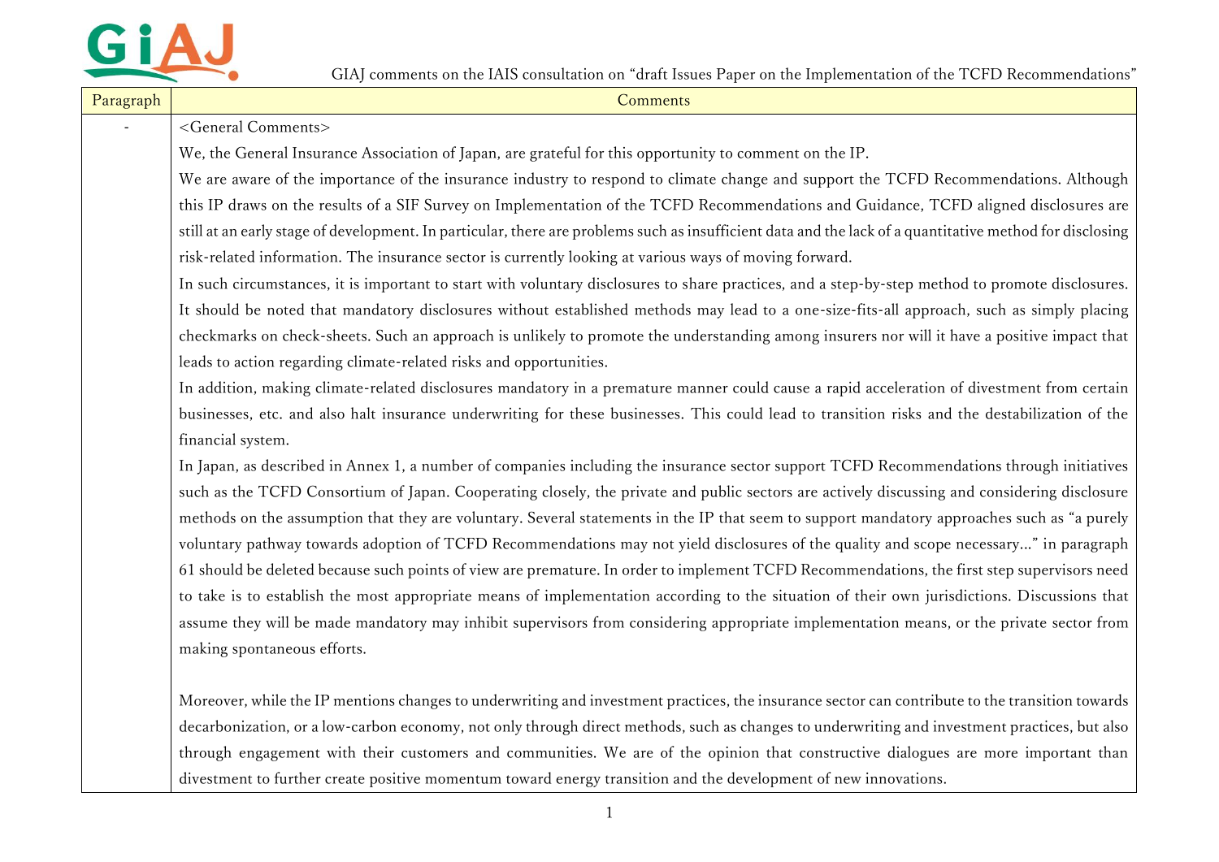GIAJ comments on the IAIS consultation on "draft Issues Paper on the Implementation of the TCFD Recommendations"

| Paragraph | Comments |
|---|---|
| - | <General Comments><br>We, the General Insurance Association of Japan, are grateful for this opportunity to comment on the IP.<br>We are aware of the importance of the insurance industry to respond to climate change and support the TCFD Recommendations. Although this IP draws on the results of a SIF Survey on Implementation of the TCFD Recommendations and Guidance, TCFD aligned disclosures are still at an early stage of development. In particular, there are problems such as insufficient data and the lack of a quantitative method for disclosing risk-related information. The insurance sector is currently looking at various ways of moving forward.<br>In such circumstances, it is important to start with voluntary disclosures to share practices, and a step-by-step method to promote disclosures. It should be noted that mandatory disclosures without established methods may lead to a one-size-fits-all approach, such as simply placing checkmarks on check-sheets. Such an approach is unlikely to promote the understanding among insurers nor will it have a positive impact that leads to action regarding climate-related risks and opportunities.<br>In addition, making climate-related disclosures mandatory in a premature manner could cause a rapid acceleration of divestment from certain businesses, etc. and also halt insurance underwriting for these businesses. This could lead to transition risks and the destabilization of the financial system.<br>In Japan, as described in Annex 1, a number of companies including the insurance sector support TCFD Recommendations through initiatives such as the TCFD Consortium of Japan. Cooperating closely, the private and public sectors are actively discussing and considering disclosure methods on the assumption that they are voluntary. Several statements in the IP that seem to support mandatory approaches such as "a purely voluntary pathway towards adoption of TCFD Recommendations may not yield disclosures of the quality and scope necessary…" in paragraph 61 should be deleted because such points of view are premature. In order to implement TCFD Recommendations, the first step supervisors need to take is to establish the most appropriate means of implementation according to the situation of their own jurisdictions. Discussions that assume they will be made mandatory may inhibit supervisors from considering appropriate implementation means, or the private sector from making spontaneous efforts.<br><br>Moreover, while the IP mentions changes to underwriting and investment practices, the insurance sector can contribute to the transition towards decarbonization, or a low-carbon economy, not only through direct methods, such as changes to underwriting and investment practices, but also through engagement with their customers and communities. We are of the opinion that constructive dialogues are more important than divestment to further create positive momentum toward energy transition and the development of new innovations. |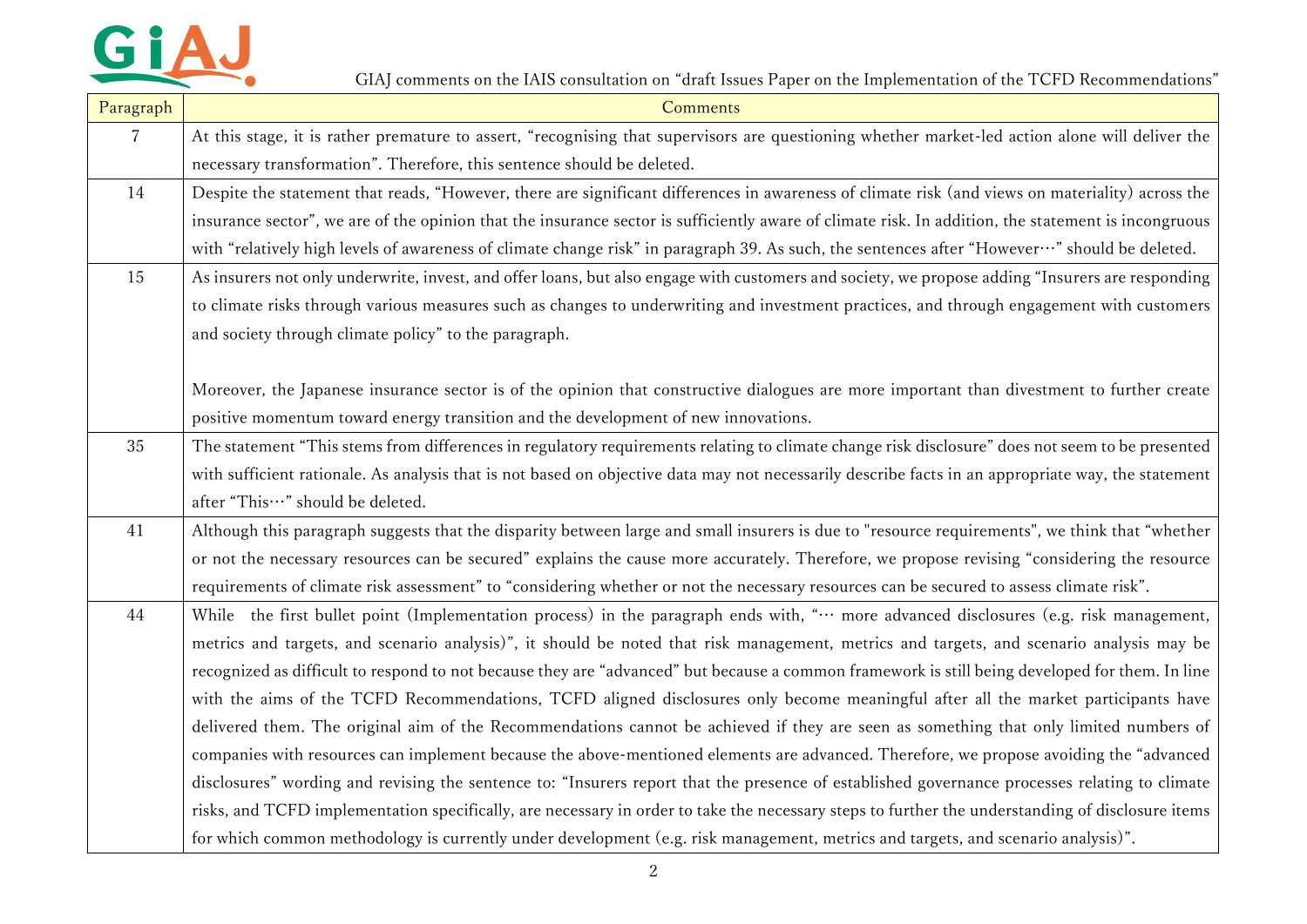| Paragraph | Comments |
|---|---|
| 7 | At this stage, it is rather premature to assert, "recognising that supervisors are questioning whether market-led action alone will deliver the necessary transformation". Therefore, this sentence should be deleted. |
| 14 | Despite the statement that reads, "However, there are significant differences in awareness of climate risk (and views on materiality) across the insurance sector", we are of the opinion that the insurance sector is sufficiently aware of climate risk. In addition, the statement is incongruous with "relatively high levels of awareness of climate change risk" in paragraph 39. As such, the sentences after "However…" should be deleted. |
| 15 | As insurers not only underwrite, invest, and offer loans, but also engage with customers and society, we propose adding "Insurers are responding to climate risks through various measures such as changes to underwriting and investment practices, and through engagement with customers and society through climate policy" to the paragraph.<br><br>Moreover, the Japanese insurance sector is of the opinion that constructive dialogues are more important than divestment to further create positive momentum toward energy transition and the development of new innovations. |
| 35 | The statement "This stems from differences in regulatory requirements relating to climate change risk disclosure" does not seem to be presented with sufficient rationale. As analysis that is not based on objective data may not necessarily describe facts in an appropriate way, the statement after "This…" should be deleted. |
| 41 | Although this paragraph suggests that the disparity between large and small insurers is due to "resource requirements", we think that "whether or not the necessary resources can be secured" explains the cause more accurately. Therefore, we propose revising "considering the resource requirements of climate risk assessment" to "considering whether or not the necessary resources can be secured to assess climate risk". |
| 44 | While the first bullet point (Implementation process) in the paragraph ends with, "… more advanced disclosures (e.g. risk management, metrics and targets, and scenario analysis)", it should be noted that risk management, metrics and targets, and scenario analysis may be recognized as difficult to respond to not because they are "advanced" but because a common framework is still being developed for them. In line with the aims of the TCFD Recommendations, TCFD aligned disclosures only become meaningful after all the market participants have delivered them. The original aim of the Recommendations cannot be achieved if they are seen as something that only limited numbers of companies with resources can implement because the above-mentioned elements are advanced. Therefore, we propose avoiding the "advanced disclosures" wording and revising the sentence to: "Insurers report that the presence of established governance processes relating to climate risks, and TCFD implementation specifically, are necessary in order to take the necessary steps to further the understanding of disclosure items for which common methodology is currently under development (e.g. risk management, metrics and targets, and scenario analysis)". |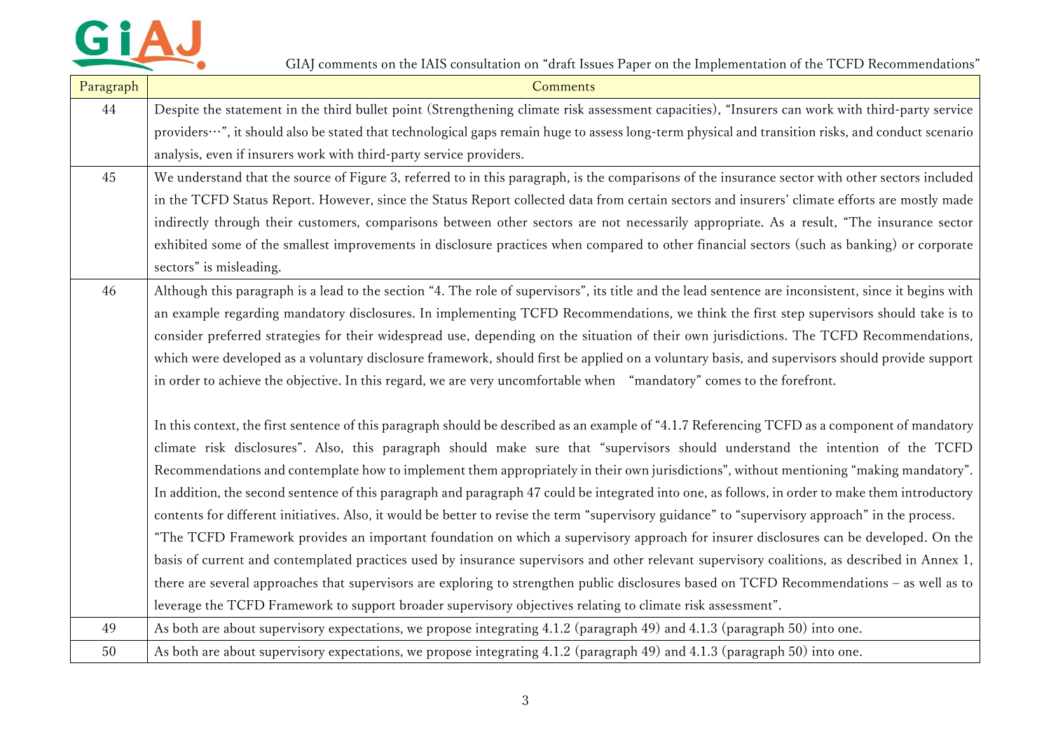| Paragraph | Comments |
|---|---|
| 44 | Despite the statement in the third bullet point (Strengthening climate risk assessment capacities), "Insurers can work with third-party service providers…", it should also be stated that technological gaps remain huge to assess long-term physical and transition risks, and conduct scenario analysis, even if insurers work with third-party service providers. |
| 45 | We understand that the source of Figure 3, referred to in this paragraph, is the comparisons of the insurance sector with other sectors included in the TCFD Status Report. However, since the Status Report collected data from certain sectors and insurers' climate efforts are mostly made indirectly through their customers, comparisons between other sectors are not necessarily appropriate. As a result, "The insurance sector exhibited some of the smallest improvements in disclosure practices when compared to other financial sectors (such as banking) or corporate sectors" is misleading. |
| 46 | Although this paragraph is a lead to the section "4. The role of supervisors", its title and the lead sentence are inconsistent, since it begins with an example regarding mandatory disclosures. In implementing TCFD Recommendations, we think the first step supervisors should take is to consider preferred strategies for their widespread use, depending on the situation of their own jurisdictions. The TCFD Recommendations, which were developed as a voluntary disclosure framework, should first be applied on a voluntary basis, and supervisors should provide support in order to achieve the objective. In this regard, we are very uncomfortable when "mandatory" comes to the forefront.<br><br>In this context, the first sentence of this paragraph should be described as an example of "4.1.7 Referencing TCFD as a component of mandatory climate risk disclosures". Also, this paragraph should make sure that "supervisors should understand the intention of the TCFD Recommendations and contemplate how to implement them appropriately in their own jurisdictions", without mentioning "making mandatory". In addition, the second sentence of this paragraph and paragraph 47 could be integrated into one, as follows, in order to make them introductory contents for different initiatives. Also, it would be better to revise the term "supervisory guidance" to "supervisory approach" in the process.<br>"The TCFD Framework provides an important foundation on which a supervisory approach for insurer disclosures can be developed. On the basis of current and contemplated practices used by insurance supervisors and other relevant supervisory coalitions, as described in Annex 1, there are several approaches that supervisors are exploring to strengthen public disclosures based on TCFD Recommendations – as well as to leverage the TCFD Framework to support broader supervisory objectives relating to climate risk assessment". |
| 49 | As both are about supervisory expectations, we propose integrating 4.1.2 (paragraph 49) and 4.1.3 (paragraph 50) into one. |
| 50 | As both are about supervisory expectations, we propose integrating 4.1.2 (paragraph 49) and 4.1.3 (paragraph 50) into one. |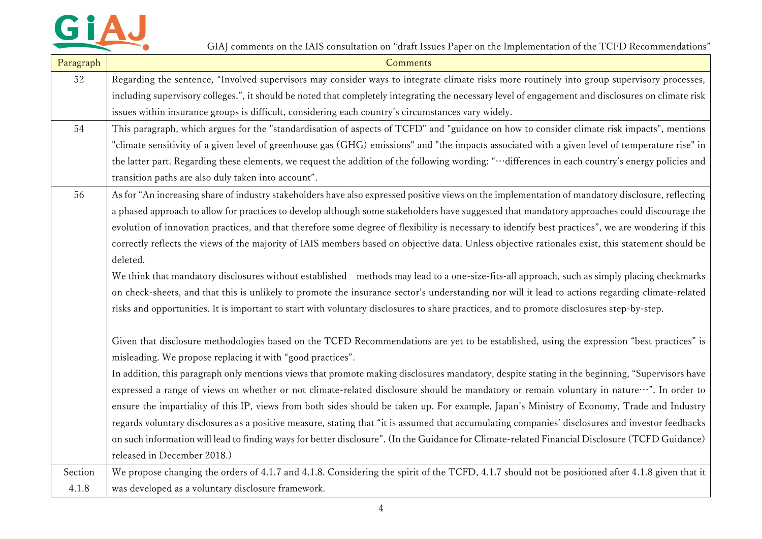| Paragraph | Comments |
|---|---|
| 52 | Regarding the sentence, "Involved supervisors may consider ways to integrate climate risks more routinely into group supervisory processes, including supervisory colleges.", it should be noted that completely integrating the necessary level of engagement and disclosures on climate risk issues within insurance groups is difficult, considering each country's circumstances vary widely. |
| 54 | This paragraph, which argues for the "standardisation of aspects of TCFD" and "guidance on how to consider climate risk impacts", mentions "climate sensitivity of a given level of greenhouse gas (GHG) emissions" and "the impacts associated with a given level of temperature rise" in the latter part. Regarding these elements, we request the addition of the following wording: "…differences in each country's energy policies and transition paths are also duly taken into account". |
| 56 | As for "An increasing share of industry stakeholders have also expressed positive views on the implementation of mandatory disclosure, reflecting a phased approach to allow for practices to develop although some stakeholders have suggested that mandatory approaches could discourage the evolution of innovation practices, and that therefore some degree of flexibility is necessary to identify best practices", we are wondering if this correctly reflects the views of the majority of IAIS members based on objective data. Unless objective rationales exist, this statement should be deleted.<br>We think that mandatory disclosures without established methods may lead to a one-size-fits-all approach, such as simply placing checkmarks on check-sheets, and that this is unlikely to promote the insurance sector's understanding nor will it lead to actions regarding climate-related risks and opportunities. It is important to start with voluntary disclosures to share practices, and to promote disclosures step-by-step.<br><br>Given that disclosure methodologies based on the TCFD Recommendations are yet to be established, using the expression "best practices" is misleading. We propose replacing it with "good practices".<br>In addition, this paragraph only mentions views that promote making disclosures mandatory, despite stating in the beginning, "Supervisors have expressed a range of views on whether or not climate-related disclosure should be mandatory or remain voluntary in nature…". In order to ensure the impartiality of this IP, views from both sides should be taken up. For example, Japan's Ministry of Economy, Trade and Industry regards voluntary disclosures as a positive measure, stating that "it is assumed that accumulating companies' disclosures and investor feedbacks on such information will lead to finding ways for better disclosure". (In the Guidance for Climate-related Financial Disclosure (TCFD Guidance) released in December 2018.) |
| Section 4.1.8 | We propose changing the orders of 4.1.7 and 4.1.8. Considering the spirit of the TCFD, 4.1.7 should not be positioned after 4.1.8 given that it was developed as a voluntary disclosure framework. |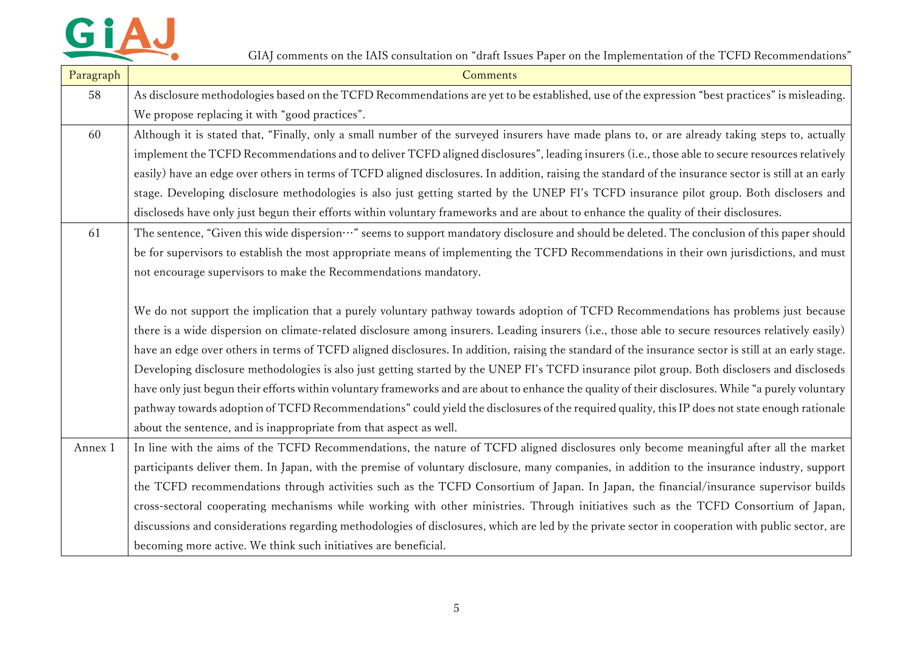| Paragraph | Comments |
|---|---|
| 58 | As disclosure methodologies based on the TCFD Recommendations are yet to be established, use of the expression "best practices" is misleading. We propose replacing it with "good practices". |
| 60 | Although it is stated that, "Finally, only a small number of the surveyed insurers have made plans to, or are already taking steps to, actually implement the TCFD Recommendations and to deliver TCFD aligned disclosures", leading insurers (i.e., those able to secure resources relatively easily) have an edge over others in terms of TCFD aligned disclosures. In addition, raising the standard of the insurance sector is still at an early stage. Developing disclosure methodologies is also just getting started by the UNEP FI's TCFD insurance pilot group. Both disclosers and discloseds have only just begun their efforts within voluntary frameworks and are about to enhance the quality of their disclosures. |
| 61 | The sentence, "Given this wide dispersion…" seems to support mandatory disclosure and should be deleted. The conclusion of this paper should be for supervisors to establish the most appropriate means of implementing the TCFD Recommendations in their own jurisdictions, and must not encourage supervisors to make the Recommendations mandatory.<br><br>We do not support the implication that a purely voluntary pathway towards adoption of TCFD Recommendations has problems just because there is a wide dispersion on climate-related disclosure among insurers. Leading insurers (i.e., those able to secure resources relatively easily) have an edge over others in terms of TCFD aligned disclosures. In addition, raising the standard of the insurance sector is still at an early stage. Developing disclosure methodologies is also just getting started by the UNEP FI's TCFD insurance pilot group. Both disclosers and discloseds have only just begun their efforts within voluntary frameworks and are about to enhance the quality of their disclosures. While "a purely voluntary pathway towards adoption of TCFD Recommendations" could yield the disclosures of the required quality, this IP does not state enough rationale about the sentence, and is inappropriate from that aspect as well. |
| Annex 1 | In line with the aims of the TCFD Recommendations, the nature of TCFD aligned disclosures only become meaningful after all the market participants deliver them. In Japan, with the premise of voluntary disclosure, many companies, in addition to the insurance industry, support the TCFD recommendations through activities such as the TCFD Consortium of Japan. In Japan, the financial/insurance supervisor builds cross-sectoral cooperating mechanisms while working with other ministries. Through initiatives such as the TCFD Consortium of Japan, discussions and considerations regarding methodologies of disclosures, which are led by the private sector in cooperation with public sector, are becoming more active. We think such initiatives are beneficial. |